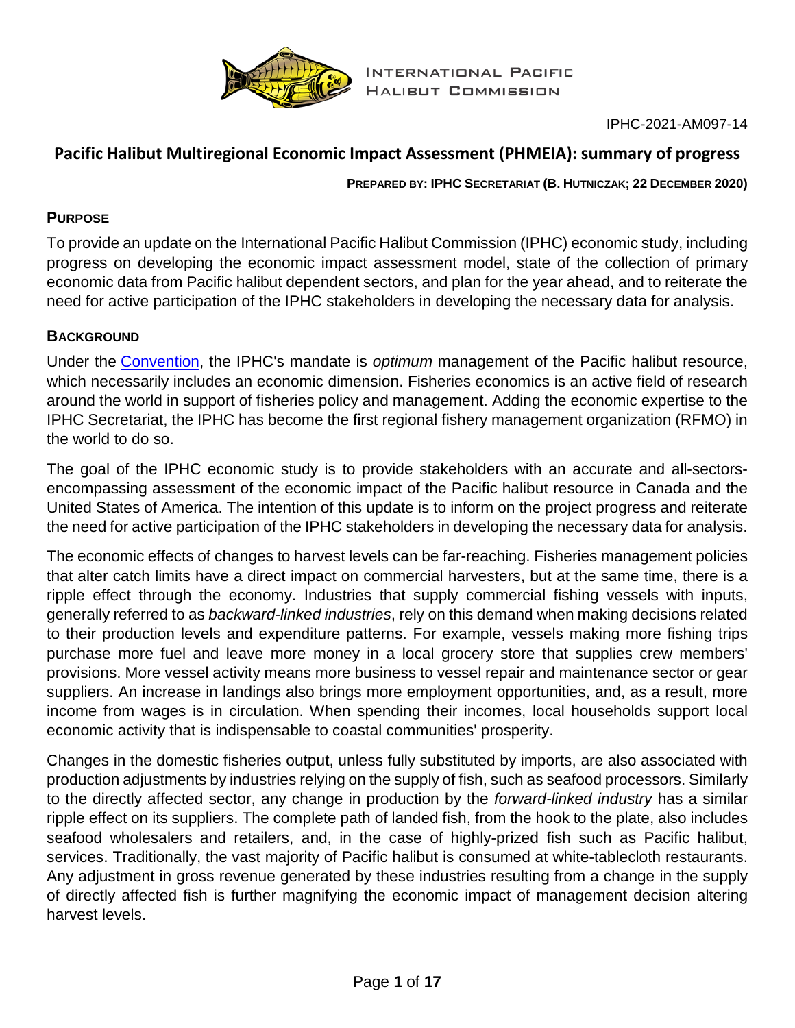INTERNATIONAL PACIFIC HALIBUT COMMISSION

IPHC-2021-AM097-14

# Pacific Halibut Multiregional Economic Impact Assessment (PHMEIA): summary of progress

**PREPARED BY: IPHC SECRETARIAT (B. HUTNICZAK; 22 DECEMBER 2020)**

## PURPOSE

To provide an update on the International Pacific Halibut Commission (IPHC) economic study, including progress on developing the economic impact assessment model, state of the collection of primary economic data from Pacific halibut dependent sectors, and plan for the year ahead, and to reiterate the need for active participation of the IPHC stakeholders in developing the necessary data for analysis.

## BACKGROUND

Under the Convention, the IPHC's mandate is *optimum* management of the Pacific halibut resource, which necessarily includes an economic dimension. Fisheries economics is an active field of research around the world in support of fisheries policy and management. Adding the economic expertise to the IPHC Secretariat, the IPHC has become the first regional fishery management organization (RFMO) in the world to do so.

The goal of the IPHC economic study is to provide stakeholders with an accurate and all-sectors-encompassing assessment of the economic impact of the Pacific halibut resource in Canada and the United States of America. The intention of this update is to inform on the project progress and reiterate the need for active participation of the IPHC stakeholders in developing the necessary data for analysis.

The economic effects of changes to harvest levels can be far-reaching. Fisheries management policies that alter catch limits have a direct impact on commercial harvesters, but at the same time, there is a ripple effect through the economy. Industries that supply commercial fishing vessels with inputs, generally referred to as *backward-linked industries*, rely on this demand when making decisions related to their production levels and expenditure patterns. For example, vessels making more fishing trips purchase more fuel and leave more money in a local grocery store that supplies crew members' provisions. More vessel activity means more business to vessel repair and maintenance sector or gear suppliers. An increase in landings also brings more employment opportunities, and, as a result, more income from wages is in circulation. When spending their incomes, local households support local economic activity that is indispensable to coastal communities' prosperity.

Changes in the domestic fisheries output, unless fully substituted by imports, are also associated with production adjustments by industries relying on the supply of fish, such as seafood processors. Similarly to the directly affected sector, any change in production by the *forward-linked industry* has a similar ripple effect on its suppliers. The complete path of landed fish, from the hook to the plate, also includes seafood wholesalers and retailers, and, in the case of highly-prized fish such as Pacific halibut, services. Traditionally, the vast majority of Pacific halibut is consumed at white-tablecloth restaurants. Any adjustment in gross revenue generated by these industries resulting from a change in the supply of directly affected fish is further magnifying the economic impact of management decision altering harvest levels.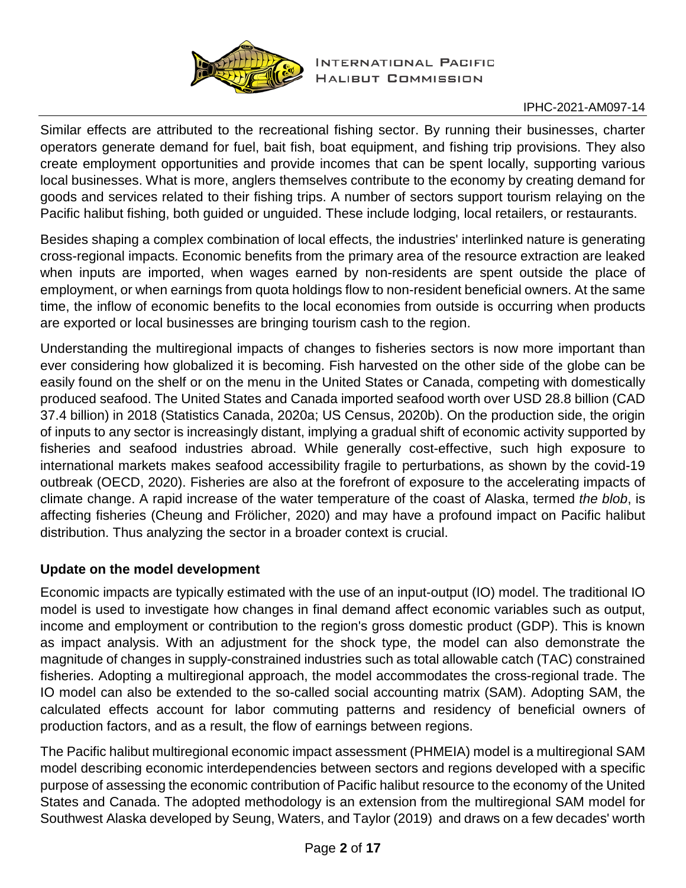Similar effects are attributed to the recreational fishing sector. By running their businesses, charter operators generate demand for fuel, bait fish, boat equipment, and fishing trip provisions. They also create employment opportunities and provide incomes that can be spent locally, supporting various local businesses. What is more, anglers themselves contribute to the economy by creating demand for goods and services related to their fishing trips. A number of sectors support tourism relaying on the Pacific halibut fishing, both guided or unguided. These include lodging, local retailers, or restaurants.

Besides shaping a complex combination of local effects, the industries' interlinked nature is generating cross-regional impacts. Economic benefits from the primary area of the resource extraction are leaked when inputs are imported, when wages earned by non-residents are spent outside the place of employment, or when earnings from quota holdings flow to non-resident beneficial owners. At the same time, the inflow of economic benefits to the local economies from outside is occurring when products are exported or local businesses are bringing tourism cash to the region.

Understanding the multiregional impacts of changes to fisheries sectors is now more important than ever considering how globalized it is becoming. Fish harvested on the other side of the globe can be easily found on the shelf or on the menu in the United States or Canada, competing with domestically produced seafood. The United States and Canada imported seafood worth over USD 28.8 billion (CAD 37.4 billion) in 2018 (Statistics Canada, 2020a; US Census, 2020b). On the production side, the origin of inputs to any sector is increasingly distant, implying a gradual shift of economic activity supported by fisheries and seafood industries abroad. While generally cost-effective, such high exposure to international markets makes seafood accessibility fragile to perturbations, as shown by the covid-19 outbreak (OECD, 2020). Fisheries are also at the forefront of exposure to the accelerating impacts of climate change. A rapid increase of the water temperature of the coast of Alaska, termed *the blob*, is affecting fisheries (Cheung and Frölicher, 2020) and may have a profound impact on Pacific halibut distribution. Thus analyzing the sector in a broader context is crucial.

## Update on the model development

Economic impacts are typically estimated with the use of an input-output (IO) model. The traditional IO model is used to investigate how changes in final demand affect economic variables such as output, income and employment or contribution to the region's gross domestic product (GDP). This is known as impact analysis. With an adjustment for the shock type, the model can also demonstrate the magnitude of changes in supply-constrained industries such as total allowable catch (TAC) constrained fisheries. Adopting a multiregional approach, the model accommodates the cross-regional trade. The IO model can also be extended to the so-called social accounting matrix (SAM). Adopting SAM, the calculated effects account for labor commuting patterns and residency of beneficial owners of production factors, and as a result, the flow of earnings between regions.

The Pacific halibut multiregional economic impact assessment (PHMEIA) model is a multiregional SAM model describing economic interdependencies between sectors and regions developed with a specific purpose of assessing the economic contribution of Pacific halibut resource to the economy of the United States and Canada. The adopted methodology is an extension from the multiregional SAM model for Southwest Alaska developed by Seung, Waters, and Taylor (2019) and draws on a few decades' worth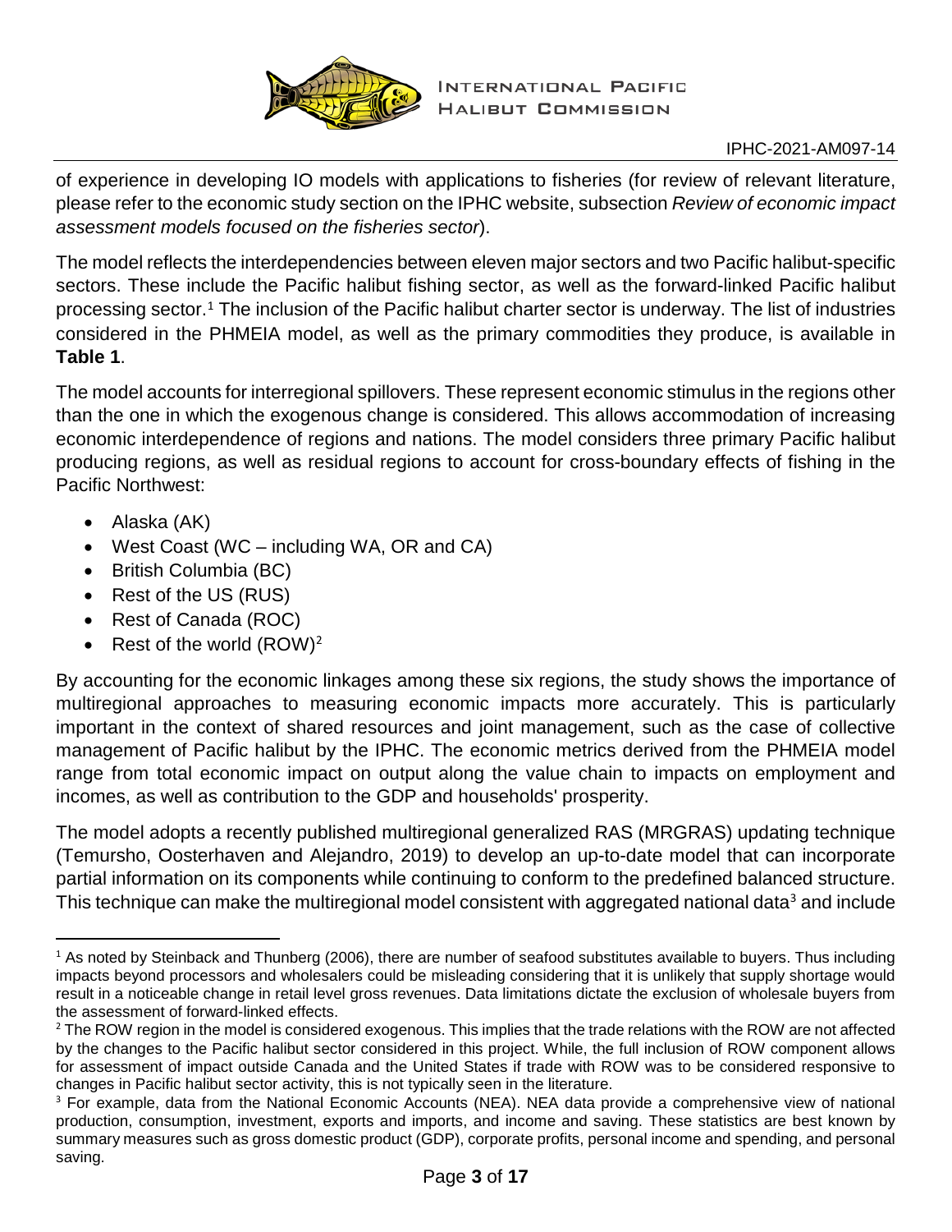of experience in developing IO models with applications to fisheries (for review of relevant literature, please refer to the economic study section on the IPHC website, subsection *Review of economic impact assessment models focused on the fisheries sector*).

The model reflects the interdependencies between eleven major sectors and two Pacific halibut-specific sectors. These include the Pacific halibut fishing sector, as well as the forward-linked Pacific halibut processing sector.[1] The inclusion of the Pacific halibut charter sector is underway. The list of industries considered in the PHMEIA model, as well as the primary commodities they produce, is available in **Table 1**.

The model accounts for interregional spillovers. These represent economic stimulus in the regions other than the one in which the exogenous change is considered. This allows accommodation of increasing economic interdependence of regions and nations. The model considers three primary Pacific halibut producing regions, as well as residual regions to account for cross-boundary effects of fishing in the Pacific Northwest:

- Alaska (AK)
- West Coast (WC – including WA, OR and CA)
- British Columbia (BC)
- Rest of the US (RUS)
- Rest of Canada (ROC)
- Rest of the world (ROW)[2]

By accounting for the economic linkages among these six regions, the study shows the importance of multiregional approaches to measuring economic impacts more accurately. This is particularly important in the context of shared resources and joint management, such as the case of collective management of Pacific halibut by the IPHC. The economic metrics derived from the PHMEIA model range from total economic impact on output along the value chain to impacts on employment and incomes, as well as contribution to the GDP and households' prosperity.

The model adopts a recently published multiregional generalized RAS (MRGRAS) updating technique (Temursho, Oosterhaven and Alejandro, 2019) to develop an up-to-date model that can incorporate partial information on its components while continuing to conform to the predefined balanced structure. This technique can make the multiregional model consistent with aggregated national data[3] and include

---

[1] As noted by Steinback and Thunberg (2006), there are number of seafood substitutes available to buyers. Thus including impacts beyond processors and wholesalers could be misleading considering that it is unlikely that supply shortage would result in a noticeable change in retail level gross revenues. Data limitations dictate the exclusion of wholesale buyers from the assessment of forward-linked effects.

[2] The ROW region in the model is considered exogenous. This implies that the trade relations with the ROW are not affected by the changes to the Pacific halibut sector considered in this project. While, the full inclusion of ROW component allows for assessment of impact outside Canada and the United States if trade with ROW was to be considered responsive to changes in Pacific halibut sector activity, this is not typically seen in the literature.

[3] For example, data from the National Economic Accounts (NEA). NEA data provide a comprehensive view of national production, consumption, investment, exports and imports, and income and saving. These statistics are best known by summary measures such as gross domestic product (GDP), corporate profits, personal income and spending, and personal saving.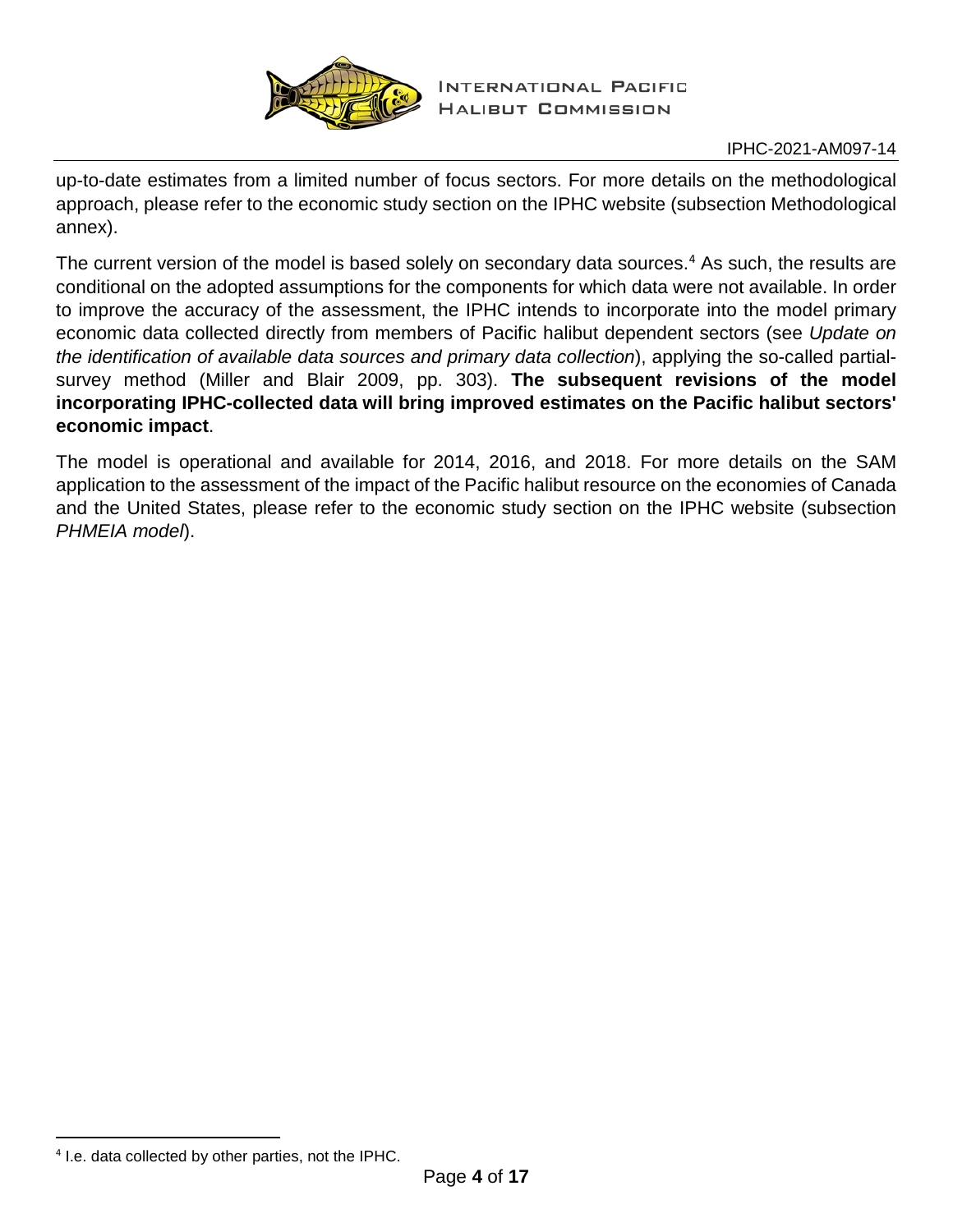up-to-date estimates from a limited number of focus sectors. For more details on the methodological approach, please refer to the economic study section on the IPHC website (subsection Methodological annex).

The current version of the model is based solely on secondary data sources.[4] As such, the results are conditional on the adopted assumptions for the components for which data were not available. In order to improve the accuracy of the assessment, the IPHC intends to incorporate into the model primary economic data collected directly from members of Pacific halibut dependent sectors (see *Update on the identification of available data sources and primary data collection*), applying the so-called partial-survey method (Miller and Blair 2009, pp. 303). **The subsequent revisions of the model incorporating IPHC-collected data will bring improved estimates on the Pacific halibut sectors' economic impact**.

The model is operational and available for 2014, 2016, and 2018. For more details on the SAM application to the assessment of the impact of the Pacific halibut resource on the economies of Canada and the United States, please refer to the economic study section on the IPHC website (subsection *PHMEIA model*).

[4] I.e. data collected by other parties, not the IPHC.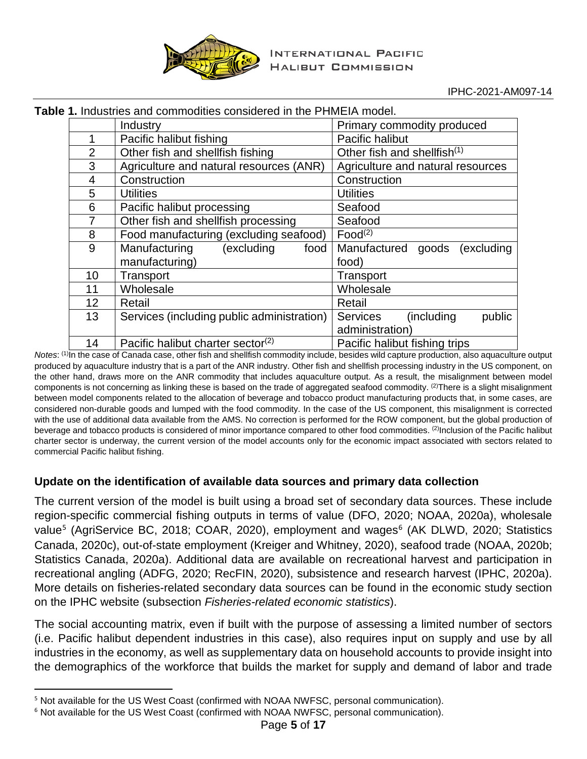**Table 1.** Industries and commodities considered in the PHMEIA model.

| | Industry | Primary commodity produced |
|---|---|---|
| 1 | Pacific halibut fishing | Pacific halibut |
| 2 | Other fish and shellfish fishing | Other fish and shellfish[(1)] |
| 3 | Agriculture and natural resources (ANR) | Agriculture and natural resources |
| 4 | Construction | Construction |
| 5 | Utilities | Utilities |
| 6 | Pacific halibut processing | Seafood |
| 7 | Other fish and shellfish processing | Seafood |
| 8 | Food manufacturing (excluding seafood) | Food[(2)] |
| 9 | Manufacturing (excluding food manufacturing) | Manufactured goods (excluding food) |
| 10 | Transport | Transport |
| 11 | Wholesale | Wholesale |
| 12 | Retail | Retail |
| 13 | Services (including public administration) | Services (including public administration) |
| 14 | Pacific halibut charter sector[(2)] | Pacific halibut fishing trips |

*Notes*: [(1)]In the case of Canada case, other fish and shellfish commodity include, besides wild capture production, also aquaculture output produced by aquaculture industry that is a part of the ANR industry. Other fish and shellfish processing industry in the US component, on the other hand, draws more on the ANR commodity that includes aquaculture output. As a result, the misalignment between model components is not concerning as linking these is based on the trade of aggregated seafood commodity. [(2)]There is a slight misalignment between model components related to the allocation of beverage and tobacco product manufacturing products that, in some cases, are considered non-durable goods and lumped with the food commodity. In the case of the US component, this misalignment is corrected with the use of additional data available from the AMS. No correction is performed for the ROW component, but the global production of beverage and tobacco products is considered of minor importance compared to other food commodities. [(2)]Inclusion of the Pacific halibut charter sector is underway, the current version of the model accounts only for the economic impact associated with sectors related to commercial Pacific halibut fishing.

## Update on the identification of available data sources and primary data collection

The current version of the model is built using a broad set of secondary data sources. These include region-specific commercial fishing outputs in terms of value (DFO, 2020; NOAA, 2020a), wholesale value[5] (AgriService BC, 2018; COAR, 2020), employment and wages[6] (AK DLWD, 2020; Statistics Canada, 2020c), out-of-state employment (Kreiger and Whitney, 2020), seafood trade (NOAA, 2020b; Statistics Canada, 2020a). Additional data are available on recreational harvest and participation in recreational angling (ADFG, 2020; RecFIN, 2020), subsistence and research harvest (IPHC, 2020a). More details on fisheries-related secondary data sources can be found in the economic study section on the IPHC website (subsection *Fisheries-related economic statistics*).

The social accounting matrix, even if built with the purpose of assessing a limited number of sectors (i.e. Pacific halibut dependent industries in this case), also requires input on supply and use by all industries in the economy, as well as supplementary data on household accounts to provide insight into the demographics of the workforce that builds the market for supply and demand of labor and trade

[5] Not available for the US West Coast (confirmed with NOAA NWFSC, personal communication).

[6] Not available for the US West Coast (confirmed with NOAA NWFSC, personal communication).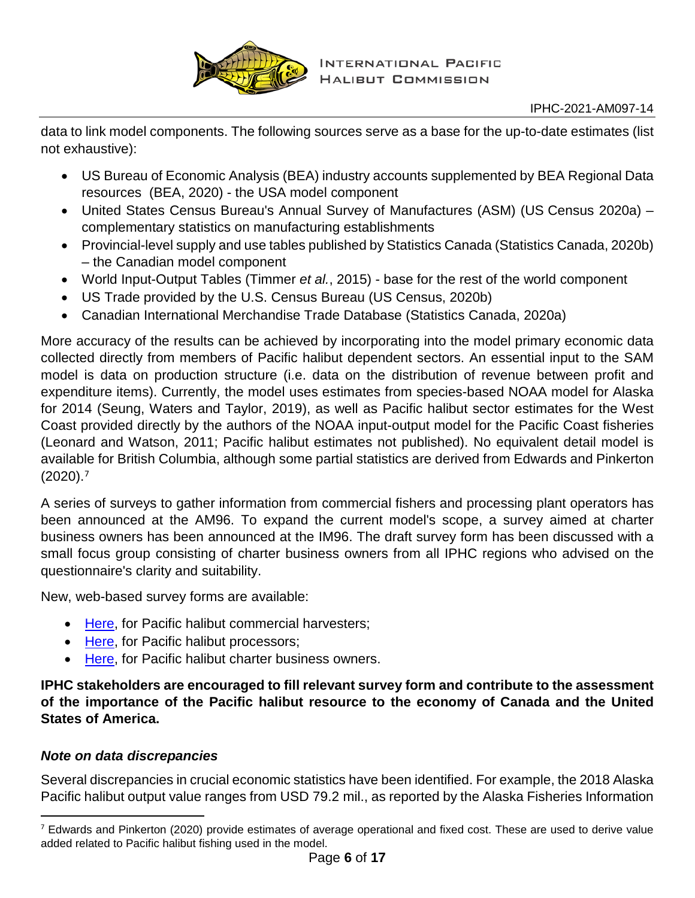data to link model components. The following sources serve as a base for the up-to-date estimates (list not exhaustive):

- US Bureau of Economic Analysis (BEA) industry accounts supplemented by BEA Regional Data resources (BEA, 2020) - the USA model component
- United States Census Bureau's Annual Survey of Manufactures (ASM) (US Census 2020a) – complementary statistics on manufacturing establishments
- Provincial-level supply and use tables published by Statistics Canada (Statistics Canada, 2020b) – the Canadian model component
- World Input-Output Tables (Timmer *et al.*, 2015) - base for the rest of the world component
- US Trade provided by the U.S. Census Bureau (US Census, 2020b)
- Canadian International Merchandise Trade Database (Statistics Canada, 2020a)

More accuracy of the results can be achieved by incorporating into the model primary economic data collected directly from members of Pacific halibut dependent sectors. An essential input to the SAM model is data on production structure (i.e. data on the distribution of revenue between profit and expenditure items). Currently, the model uses estimates from species-based NOAA model for Alaska for 2014 (Seung, Waters and Taylor, 2019), as well as Pacific halibut sector estimates for the West Coast provided directly by the authors of the NOAA input-output model for the Pacific Coast fisheries (Leonard and Watson, 2011; Pacific halibut estimates not published). No equivalent detail model is available for British Columbia, although some partial statistics are derived from Edwards and Pinkerton (2020).[7]

A series of surveys to gather information from commercial fishers and processing plant operators has been announced at the AM96. To expand the current model's scope, a survey aimed at charter business owners has been announced at the IM96. The draft survey form has been discussed with a small focus group consisting of charter business owners from all IPHC regions who advised on the questionnaire's clarity and suitability.

New, web-based survey forms are available:

- Here, for Pacific halibut commercial harvesters;
- Here, for Pacific halibut processors;
- Here, for Pacific halibut charter business owners.

**IPHC stakeholders are encouraged to fill relevant survey form and contribute to the assessment of the importance of the Pacific halibut resource to the economy of Canada and the United States of America.**

### *Note on data discrepancies*

Several discrepancies in crucial economic statistics have been identified. For example, the 2018 Alaska Pacific halibut output value ranges from USD 79.2 mil., as reported by the Alaska Fisheries Information

[7] Edwards and Pinkerton (2020) provide estimates of average operational and fixed cost. These are used to derive value added related to Pacific halibut fishing used in the model.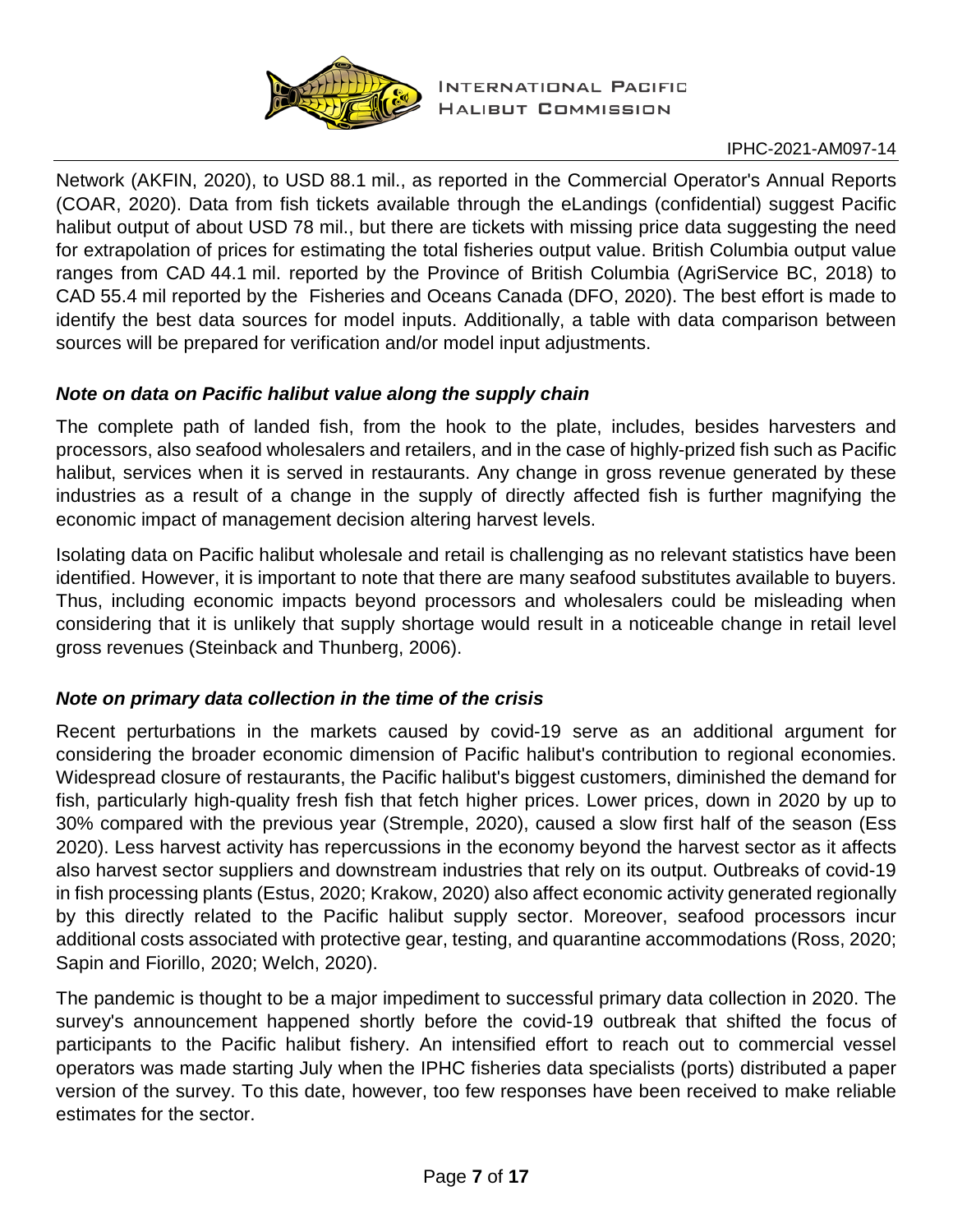Network (AKFIN, 2020), to USD 88.1 mil., as reported in the Commercial Operator's Annual Reports (COAR, 2020). Data from fish tickets available through the eLandings (confidential) suggest Pacific halibut output of about USD 78 mil., but there are tickets with missing price data suggesting the need for extrapolation of prices for estimating the total fisheries output value. British Columbia output value ranges from CAD 44.1 mil. reported by the Province of British Columbia (AgriService BC, 2018) to CAD 55.4 mil reported by the Fisheries and Oceans Canada (DFO, 2020). The best effort is made to identify the best data sources for model inputs. Additionally, a table with data comparison between sources will be prepared for verification and/or model input adjustments.

### *Note on data on Pacific halibut value along the supply chain*

The complete path of landed fish, from the hook to the plate, includes, besides harvesters and processors, also seafood wholesalers and retailers, and in the case of highly-prized fish such as Pacific halibut, services when it is served in restaurants. Any change in gross revenue generated by these industries as a result of a change in the supply of directly affected fish is further magnifying the economic impact of management decision altering harvest levels.

Isolating data on Pacific halibut wholesale and retail is challenging as no relevant statistics have been identified. However, it is important to note that there are many seafood substitutes available to buyers. Thus, including economic impacts beyond processors and wholesalers could be misleading when considering that it is unlikely that supply shortage would result in a noticeable change in retail level gross revenues (Steinback and Thunberg, 2006).

### *Note on primary data collection in the time of the crisis*

Recent perturbations in the markets caused by covid-19 serve as an additional argument for considering the broader economic dimension of Pacific halibut's contribution to regional economies. Widespread closure of restaurants, the Pacific halibut's biggest customers, diminished the demand for fish, particularly high-quality fresh fish that fetch higher prices. Lower prices, down in 2020 by up to 30% compared with the previous year (Stremple, 2020), caused a slow first half of the season (Ess 2020). Less harvest activity has repercussions in the economy beyond the harvest sector as it affects also harvest sector suppliers and downstream industries that rely on its output. Outbreaks of covid-19 in fish processing plants (Estus, 2020; Krakow, 2020) also affect economic activity generated regionally by this directly related to the Pacific halibut supply sector. Moreover, seafood processors incur additional costs associated with protective gear, testing, and quarantine accommodations (Ross, 2020; Sapin and Fiorillo, 2020; Welch, 2020).

The pandemic is thought to be a major impediment to successful primary data collection in 2020. The survey's announcement happened shortly before the covid-19 outbreak that shifted the focus of participants to the Pacific halibut fishery. An intensified effort to reach out to commercial vessel operators was made starting July when the IPHC fisheries data specialists (ports) distributed a paper version of the survey. To this date, however, too few responses have been received to make reliable estimates for the sector.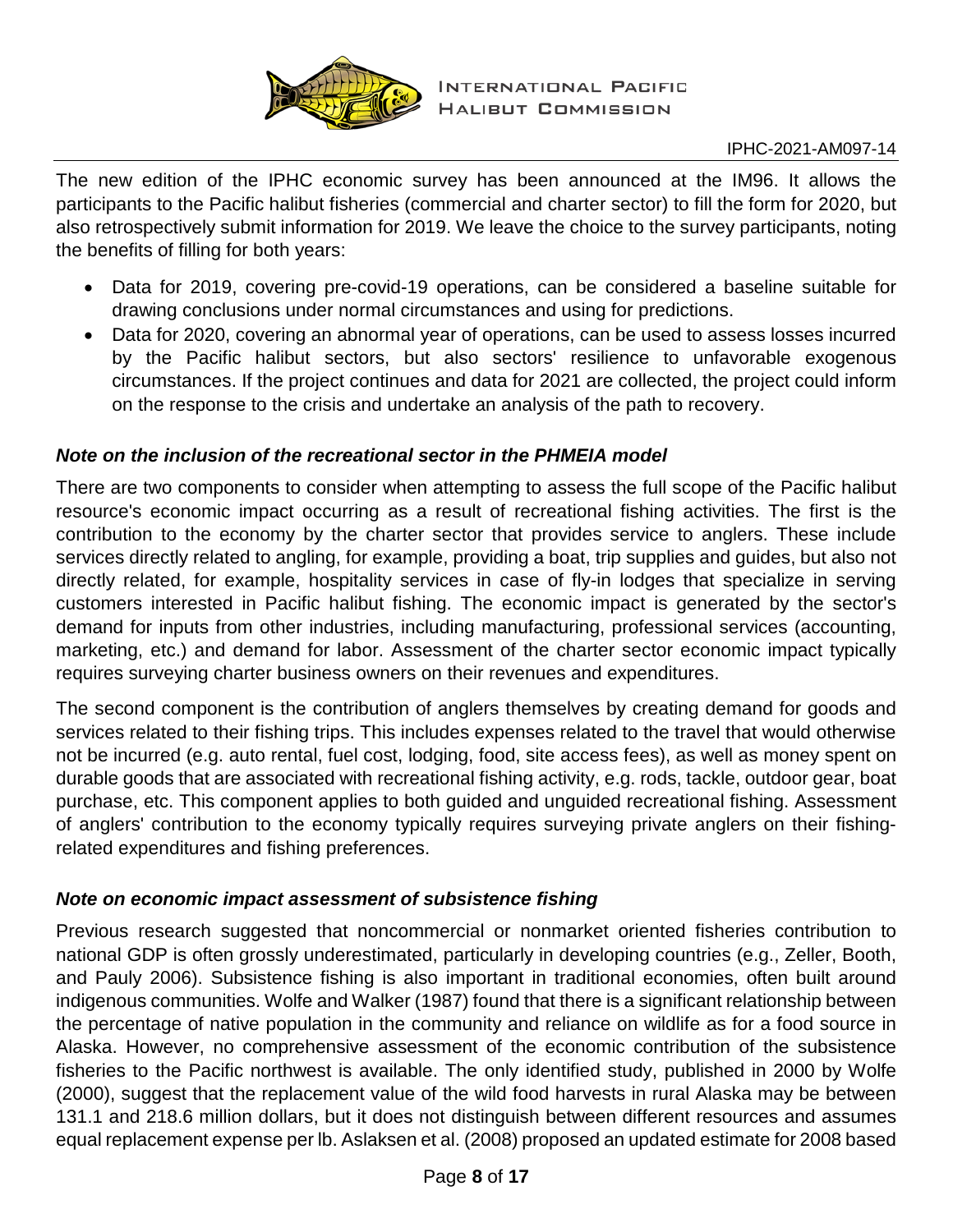The new edition of the IPHC economic survey has been announced at the IM96. It allows the participants to the Pacific halibut fisheries (commercial and charter sector) to fill the form for 2020, but also retrospectively submit information for 2019. We leave the choice to the survey participants, noting the benefits of filling for both years:

- Data for 2019, covering pre-covid-19 operations, can be considered a baseline suitable for drawing conclusions under normal circumstances and using for predictions.
- Data for 2020, covering an abnormal year of operations, can be used to assess losses incurred by the Pacific halibut sectors, but also sectors' resilience to unfavorable exogenous circumstances. If the project continues and data for 2021 are collected, the project could inform on the response to the crisis and undertake an analysis of the path to recovery.

### *Note on the inclusion of the recreational sector in the PHMEIA model*

There are two components to consider when attempting to assess the full scope of the Pacific halibut resource's economic impact occurring as a result of recreational fishing activities. The first is the contribution to the economy by the charter sector that provides service to anglers. These include services directly related to angling, for example, providing a boat, trip supplies and guides, but also not directly related, for example, hospitality services in case of fly-in lodges that specialize in serving customers interested in Pacific halibut fishing. The economic impact is generated by the sector's demand for inputs from other industries, including manufacturing, professional services (accounting, marketing, etc.) and demand for labor. Assessment of the charter sector economic impact typically requires surveying charter business owners on their revenues and expenditures.

The second component is the contribution of anglers themselves by creating demand for goods and services related to their fishing trips. This includes expenses related to the travel that would otherwise not be incurred (e.g. auto rental, fuel cost, lodging, food, site access fees), as well as money spent on durable goods that are associated with recreational fishing activity, e.g. rods, tackle, outdoor gear, boat purchase, etc. This component applies to both guided and unguided recreational fishing. Assessment of anglers' contribution to the economy typically requires surveying private anglers on their fishing-related expenditures and fishing preferences.

### *Note on economic impact assessment of subsistence fishing*

Previous research suggested that noncommercial or nonmarket oriented fisheries contribution to national GDP is often grossly underestimated, particularly in developing countries (e.g., Zeller, Booth, and Pauly 2006). Subsistence fishing is also important in traditional economies, often built around indigenous communities. Wolfe and Walker (1987) found that there is a significant relationship between the percentage of native population in the community and reliance on wildlife as for a food source in Alaska. However, no comprehensive assessment of the economic contribution of the subsistence fisheries to the Pacific northwest is available. The only identified study, published in 2000 by Wolfe (2000), suggest that the replacement value of the wild food harvests in rural Alaska may be between 131.1 and 218.6 million dollars, but it does not distinguish between different resources and assumes equal replacement expense per lb. Aslaksen et al. (2008) proposed an updated estimate for 2008 based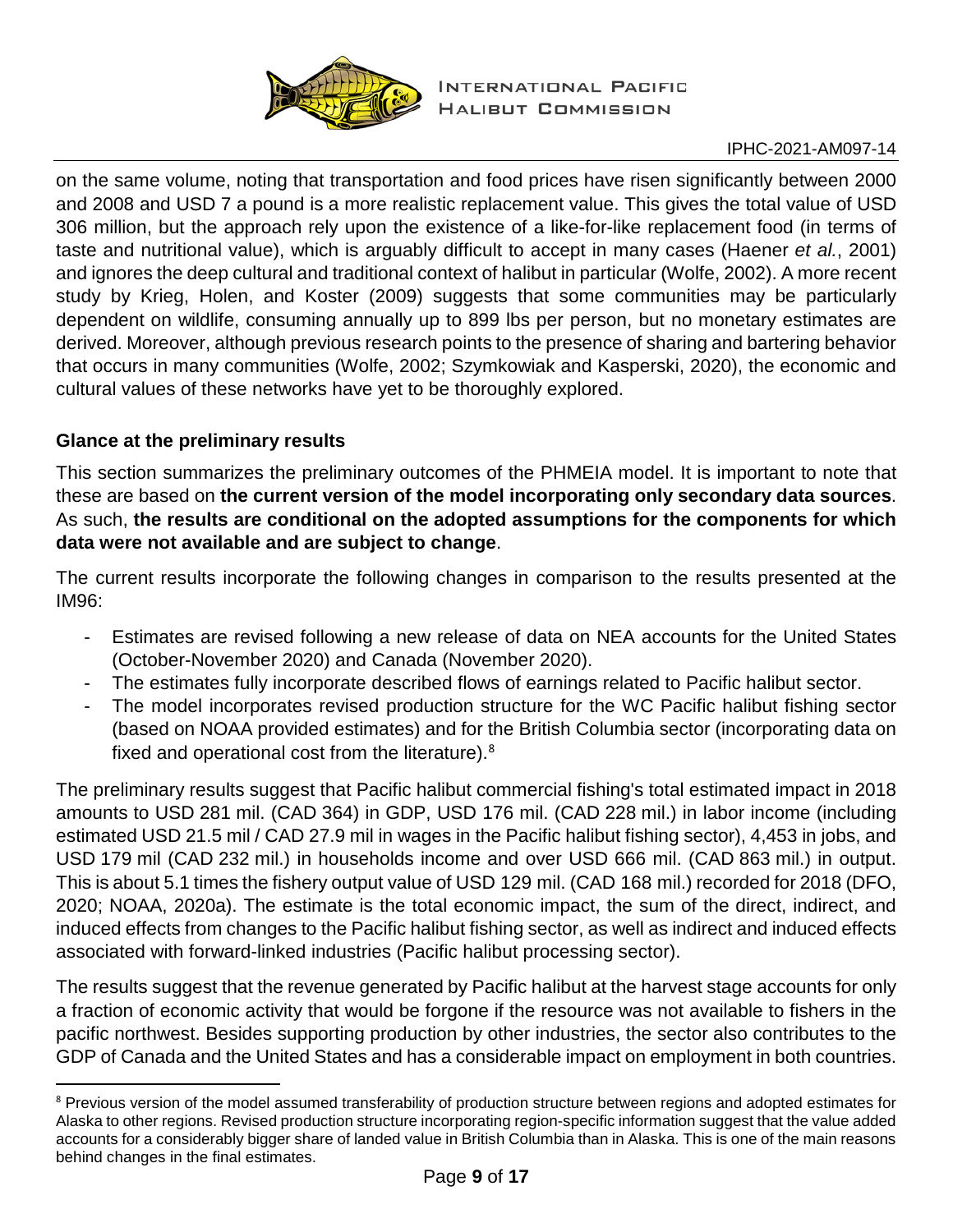on the same volume, noting that transportation and food prices have risen significantly between 2000 and 2008 and USD 7 a pound is a more realistic replacement value. This gives the total value of USD 306 million, but the approach rely upon the existence of a like-for-like replacement food (in terms of taste and nutritional value), which is arguably difficult to accept in many cases (Haener *et al.*, 2001) and ignores the deep cultural and traditional context of halibut in particular (Wolfe, 2002). A more recent study by Krieg, Holen, and Koster (2009) suggests that some communities may be particularly dependent on wildlife, consuming annually up to 899 lbs per person, but no monetary estimates are derived. Moreover, although previous research points to the presence of sharing and bartering behavior that occurs in many communities (Wolfe, 2002; Szymkowiak and Kasperski, 2020), the economic and cultural values of these networks have yet to be thoroughly explored.

**Glance at the preliminary results**

This section summarizes the preliminary outcomes of the PHMEIA model. It is important to note that these are based on **the current version of the model incorporating only secondary data sources**. As such, **the results are conditional on the adopted assumptions for the components for which data were not available and are subject to change**.

The current results incorporate the following changes in comparison to the results presented at the IM96:

- Estimates are revised following a new release of data on NEA accounts for the United States (October-November 2020) and Canada (November 2020).
- The estimates fully incorporate described flows of earnings related to Pacific halibut sector.
- The model incorporates revised production structure for the WC Pacific halibut fishing sector (based on NOAA provided estimates) and for the British Columbia sector (incorporating data on fixed and operational cost from the literature).[8]

The preliminary results suggest that Pacific halibut commercial fishing's total estimated impact in 2018 amounts to USD 281 mil. (CAD 364) in GDP, USD 176 mil. (CAD 228 mil.) in labor income (including estimated USD 21.5 mil / CAD 27.9 mil in wages in the Pacific halibut fishing sector), 4,453 in jobs, and USD 179 mil (CAD 232 mil.) in households income and over USD 666 mil. (CAD 863 mil.) in output. This is about 5.1 times the fishery output value of USD 129 mil. (CAD 168 mil.) recorded for 2018 (DFO, 2020; NOAA, 2020a). The estimate is the total economic impact, the sum of the direct, indirect, and induced effects from changes to the Pacific halibut fishing sector, as well as indirect and induced effects associated with forward-linked industries (Pacific halibut processing sector).

The results suggest that the revenue generated by Pacific halibut at the harvest stage accounts for only a fraction of economic activity that would be forgone if the resource was not available to fishers in the pacific northwest. Besides supporting production by other industries, the sector also contributes to the GDP of Canada and the United States and has a considerable impact on employment in both countries.

[8] Previous version of the model assumed transferability of production structure between regions and adopted estimates for Alaska to other regions. Revised production structure incorporating region-specific information suggest that the value added accounts for a considerably bigger share of landed value in British Columbia than in Alaska. This is one of the main reasons behind changes in the final estimates.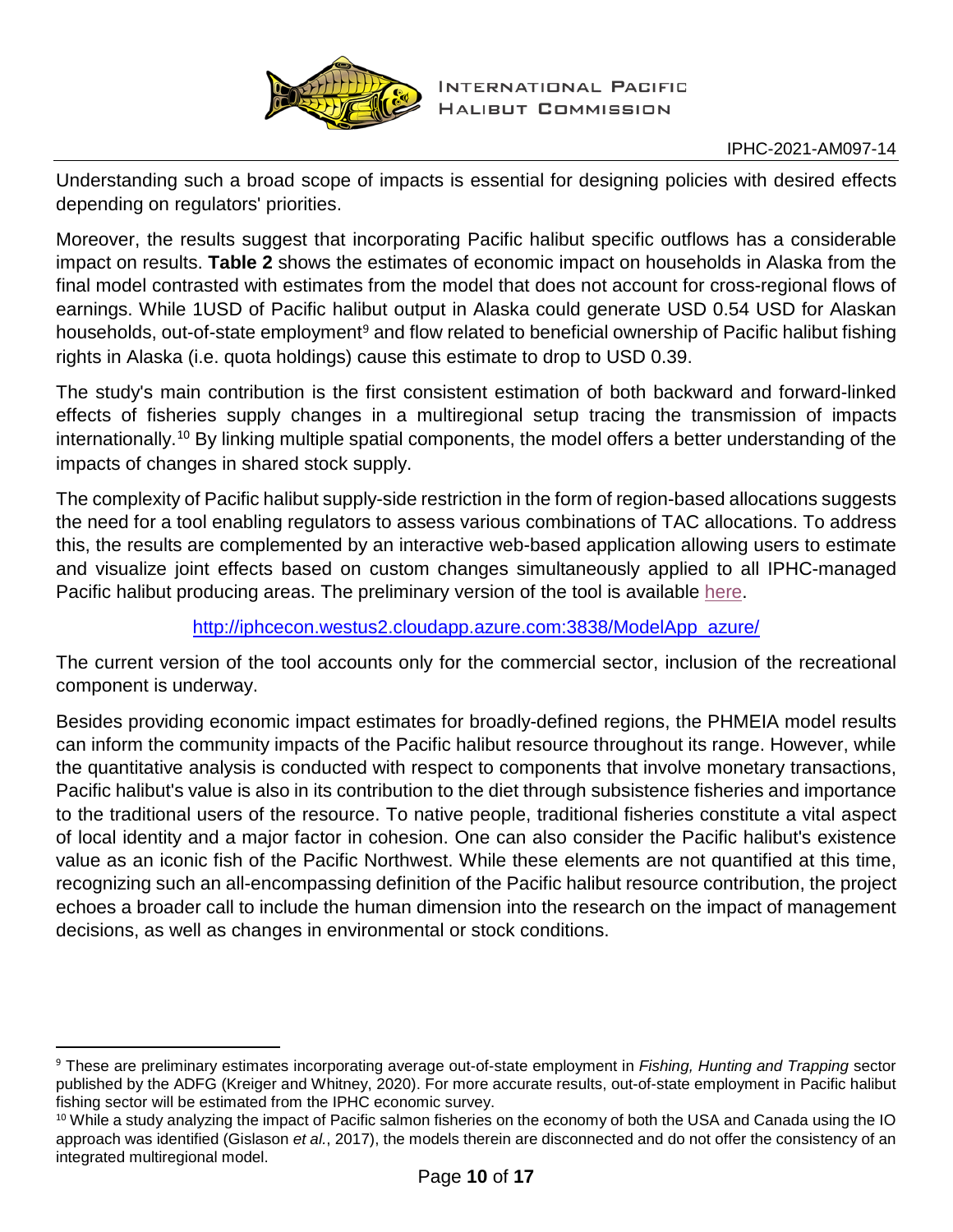Understanding such a broad scope of impacts is essential for designing policies with desired effects depending on regulators' priorities.

Moreover, the results suggest that incorporating Pacific halibut specific outflows has a considerable impact on results. **Table 2** shows the estimates of economic impact on households in Alaska from the final model contrasted with estimates from the model that does not account for cross-regional flows of earnings. While 1USD of Pacific halibut output in Alaska could generate USD 0.54 USD for Alaskan households, out-of-state employment[9] and flow related to beneficial ownership of Pacific halibut fishing rights in Alaska (i.e. quota holdings) cause this estimate to drop to USD 0.39.

The study's main contribution is the first consistent estimation of both backward and forward-linked effects of fisheries supply changes in a multiregional setup tracing the transmission of impacts internationally.[10] By linking multiple spatial components, the model offers a better understanding of the impacts of changes in shared stock supply.

The complexity of Pacific halibut supply-side restriction in the form of region-based allocations suggests the need for a tool enabling regulators to assess various combinations of TAC allocations. To address this, the results are complemented by an interactive web-based application allowing users to estimate and visualize joint effects based on custom changes simultaneously applied to all IPHC-managed Pacific halibut producing areas. The preliminary version of the tool is available here.

http://iphcecon.westus2.cloudapp.azure.com:3838/ModelApp_azure/

The current version of the tool accounts only for the commercial sector, inclusion of the recreational component is underway.

Besides providing economic impact estimates for broadly-defined regions, the PHMEIA model results can inform the community impacts of the Pacific halibut resource throughout its range. However, while the quantitative analysis is conducted with respect to components that involve monetary transactions, Pacific halibut's value is also in its contribution to the diet through subsistence fisheries and importance to the traditional users of the resource. To native people, traditional fisheries constitute a vital aspect of local identity and a major factor in cohesion. One can also consider the Pacific halibut's existence value as an iconic fish of the Pacific Northwest. While these elements are not quantified at this time, recognizing such an all-encompassing definition of the Pacific halibut resource contribution, the project echoes a broader call to include the human dimension into the research on the impact of management decisions, as well as changes in environmental or stock conditions.

---

[9] These are preliminary estimates incorporating average out-of-state employment in *Fishing, Hunting and Trapping* sector published by the ADFG (Kreiger and Whitney, 2020). For more accurate results, out-of-state employment in Pacific halibut fishing sector will be estimated from the IPHC economic survey.

[10] While a study analyzing the impact of Pacific salmon fisheries on the economy of both the USA and Canada using the IO approach was identified (Gislason *et al.*, 2017), the models therein are disconnected and do not offer the consistency of an integrated multiregional model.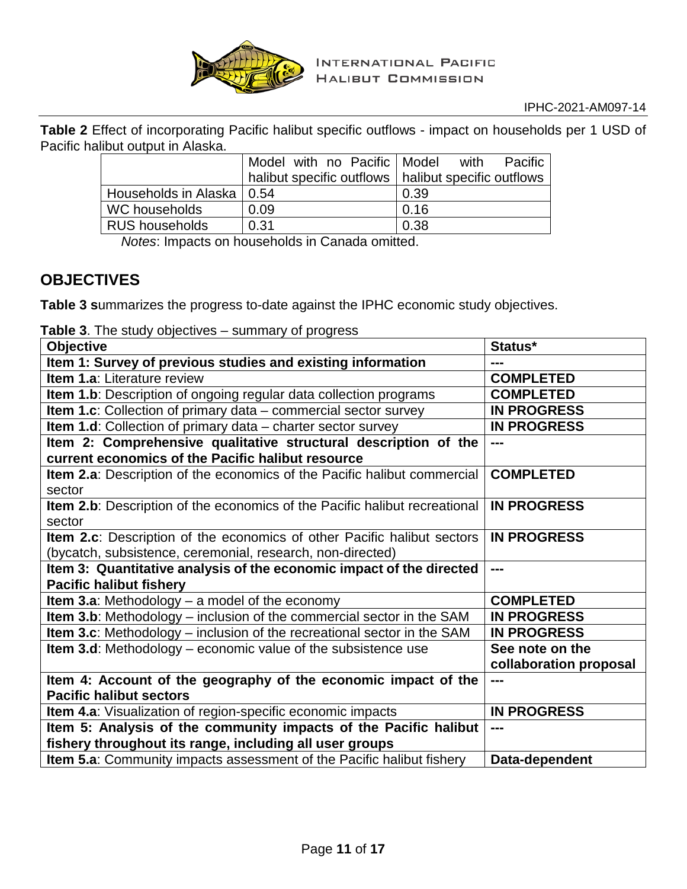**Table 2** Effect of incorporating Pacific halibut specific outflows - impact on households per 1 USD of Pacific halibut output in Alaska.

| | Model with no Pacific halibut specific outflows | Model with Pacific halibut specific outflows |
|---|---|---|
| Households in Alaska | 0.54 | 0.39 |
| WC households | 0.09 | 0.16 |
| RUS households | 0.31 | 0.38 |

*Notes*: Impacts on households in Canada omitted.

## OBJECTIVES

**Table 3 s**ummarizes the progress to-date against the IPHC economic study objectives.

**Table 3**. The study objectives – summary of progress

| **Objective** | **Status*** |
|---|---|
| **Item 1: Survey of previous studies and existing information** | **---** |
| **Item 1.a**: Literature review | **COMPLETED** |
| **Item 1.b**: Description of ongoing regular data collection programs | **COMPLETED** |
| **Item 1.c**: Collection of primary data – commercial sector survey | **IN PROGRESS** |
| **Item 1.d**: Collection of primary data – charter sector survey | **IN PROGRESS** |
| **Item 2: Comprehensive qualitative structural description of the current economics of the Pacific halibut resource** | **---** |
| **Item 2.a**: Description of the economics of the Pacific halibut commercial sector | **COMPLETED** |
| **Item 2.b**: Description of the economics of the Pacific halibut recreational sector | **IN PROGRESS** |
| **Item 2.c**: Description of the economics of other Pacific halibut sectors (bycatch, subsistence, ceremonial, research, non-directed) | **IN PROGRESS** |
| **Item 3: Quantitative analysis of the economic impact of the directed Pacific halibut fishery** | **---** |
| **Item 3.a**: Methodology – a model of the economy | **COMPLETED** |
| **Item 3.b**: Methodology – inclusion of the commercial sector in the SAM | **IN PROGRESS** |
| **Item 3.c**: Methodology – inclusion of the recreational sector in the SAM | **IN PROGRESS** |
| **Item 3.d**: Methodology – economic value of the subsistence use | **See note on the collaboration proposal** |
| **Item 4: Account of the geography of the economic impact of the Pacific halibut sectors** | **---** |
| **Item 4.a**: Visualization of region-specific economic impacts | **IN PROGRESS** |
| **Item 5: Analysis of the community impacts of the Pacific halibut fishery throughout its range, including all user groups** | **---** |
| **Item 5.a**: Community impacts assessment of the Pacific halibut fishery | **Data-dependent** |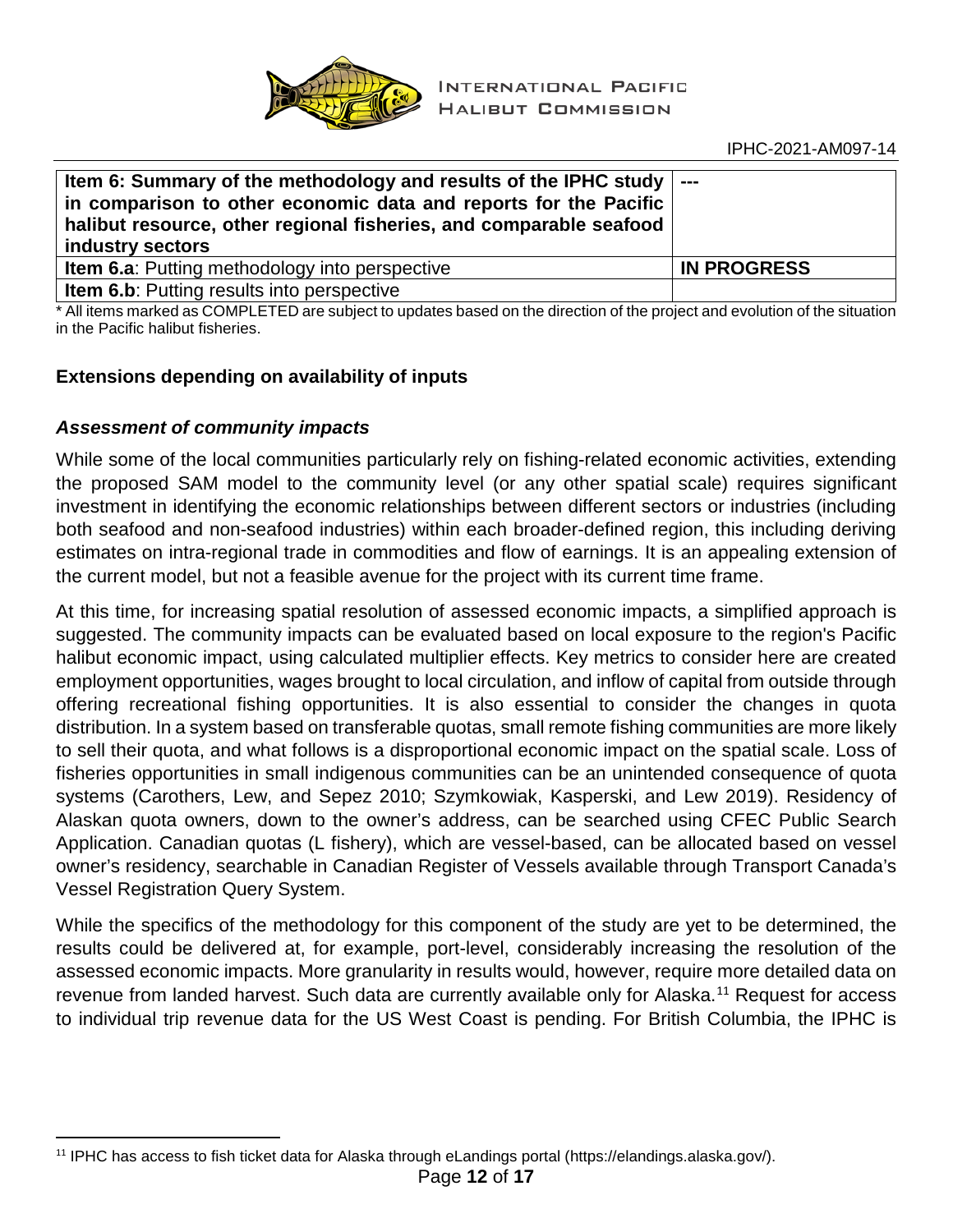| Item 6: Summary of the methodology and results of the IPHC study in comparison to other economic data and reports for the Pacific halibut resource, other regional fisheries, and comparable seafood industry sectors | --- |
|---|---|
| **Item 6.a**: Putting methodology into perspective | **IN PROGRESS** |
| **Item 6.b**: Putting results into perspective | |

* All items marked as COMPLETED are subject to updates based on the direction of the project and evolution of the situation in the Pacific halibut fisheries.

### Extensions depending on availability of inputs

#### *Assessment of community impacts*

While some of the local communities particularly rely on fishing-related economic activities, extending the proposed SAM model to the community level (or any other spatial scale) requires significant investment in identifying the economic relationships between different sectors or industries (including both seafood and non-seafood industries) within each broader-defined region, this including deriving estimates on intra-regional trade in commodities and flow of earnings. It is an appealing extension of the current model, but not a feasible avenue for the project with its current time frame.

At this time, for increasing spatial resolution of assessed economic impacts, a simplified approach is suggested. The community impacts can be evaluated based on local exposure to the region's Pacific halibut economic impact, using calculated multiplier effects. Key metrics to consider here are created employment opportunities, wages brought to local circulation, and inflow of capital from outside through offering recreational fishing opportunities. It is also essential to consider the changes in quota distribution. In a system based on transferable quotas, small remote fishing communities are more likely to sell their quota, and what follows is a disproportional economic impact on the spatial scale. Loss of fisheries opportunities in small indigenous communities can be an unintended consequence of quota systems (Carothers, Lew, and Sepez 2010; Szymkowiak, Kasperski, and Lew 2019). Residency of Alaskan quota owners, down to the owner's address, can be searched using CFEC Public Search Application. Canadian quotas (L fishery), which are vessel-based, can be allocated based on vessel owner's residency, searchable in Canadian Register of Vessels available through Transport Canada's Vessel Registration Query System.

While the specifics of the methodology for this component of the study are yet to be determined, the results could be delivered at, for example, port-level, considerably increasing the resolution of the assessed economic impacts. More granularity in results would, however, require more detailed data on revenue from landed harvest. Such data are currently available only for Alaska.[11] Request for access to individual trip revenue data for the US West Coast is pending. For British Columbia, the IPHC is

[11] IPHC has access to fish ticket data for Alaska through eLandings portal (https://elandings.alaska.gov/).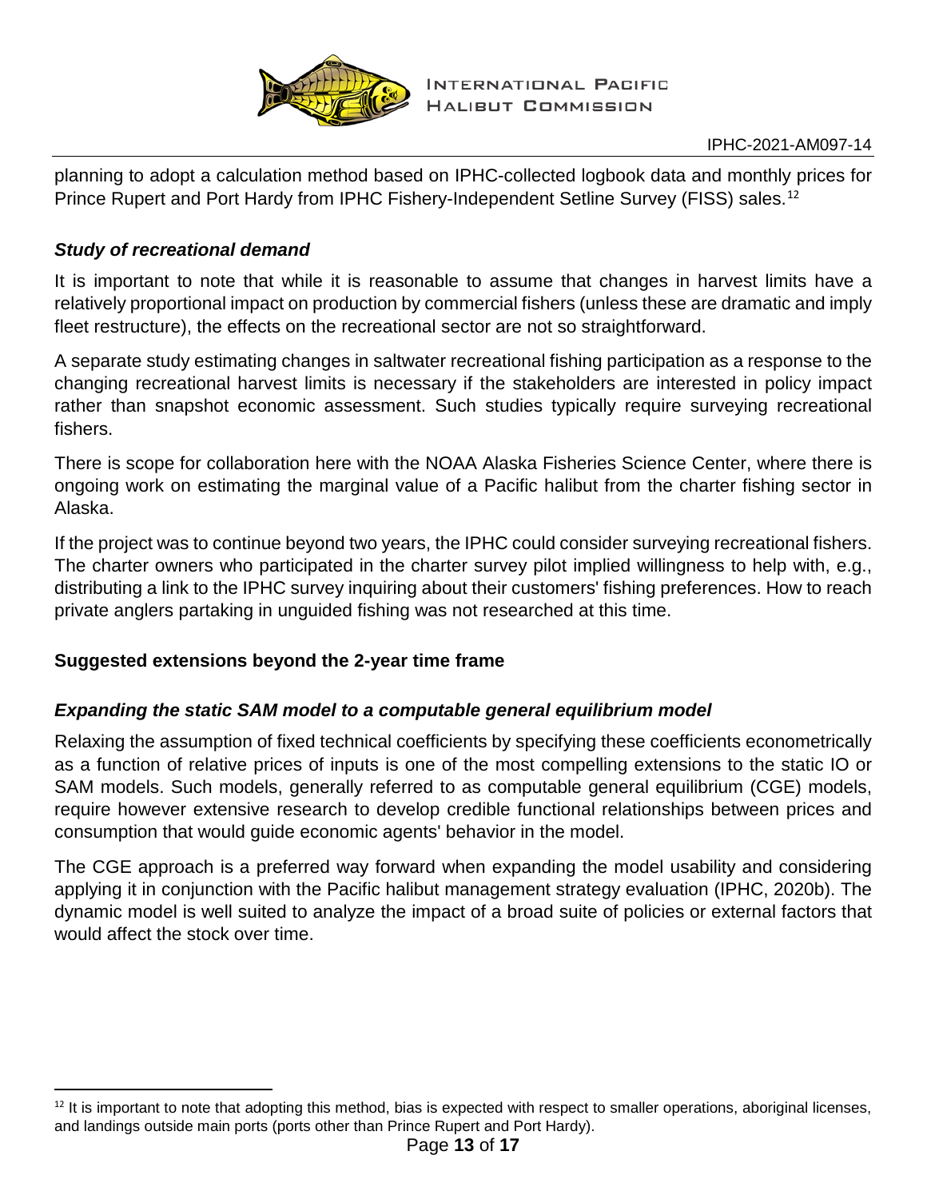planning to adopt a calculation method based on IPHC-collected logbook data and monthly prices for Prince Rupert and Port Hardy from IPHC Fishery-Independent Setline Survey (FISS) sales.[12]

### *Study of recreational demand*

It is important to note that while it is reasonable to assume that changes in harvest limits have a relatively proportional impact on production by commercial fishers (unless these are dramatic and imply fleet restructure), the effects on the recreational sector are not so straightforward.

A separate study estimating changes in saltwater recreational fishing participation as a response to the changing recreational harvest limits is necessary if the stakeholders are interested in policy impact rather than snapshot economic assessment. Such studies typically require surveying recreational fishers.

There is scope for collaboration here with the NOAA Alaska Fisheries Science Center, where there is ongoing work on estimating the marginal value of a Pacific halibut from the charter fishing sector in Alaska.

If the project was to continue beyond two years, the IPHC could consider surveying recreational fishers. The charter owners who participated in the charter survey pilot implied willingness to help with, e.g., distributing a link to the IPHC survey inquiring about their customers' fishing preferences. How to reach private anglers partaking in unguided fishing was not researched at this time.

## Suggested extensions beyond the 2-year time frame

### *Expanding the static SAM model to a computable general equilibrium model*

Relaxing the assumption of fixed technical coefficients by specifying these coefficients econometrically as a function of relative prices of inputs is one of the most compelling extensions to the static IO or SAM models. Such models, generally referred to as computable general equilibrium (CGE) models, require however extensive research to develop credible functional relationships between prices and consumption that would guide economic agents' behavior in the model.

The CGE approach is a preferred way forward when expanding the model usability and considering applying it in conjunction with the Pacific halibut management strategy evaluation (IPHC, 2020b). The dynamic model is well suited to analyze the impact of a broad suite of policies or external factors that would affect the stock over time.

[12] It is important to note that adopting this method, bias is expected with respect to smaller operations, aboriginal licenses, and landings outside main ports (ports other than Prince Rupert and Port Hardy).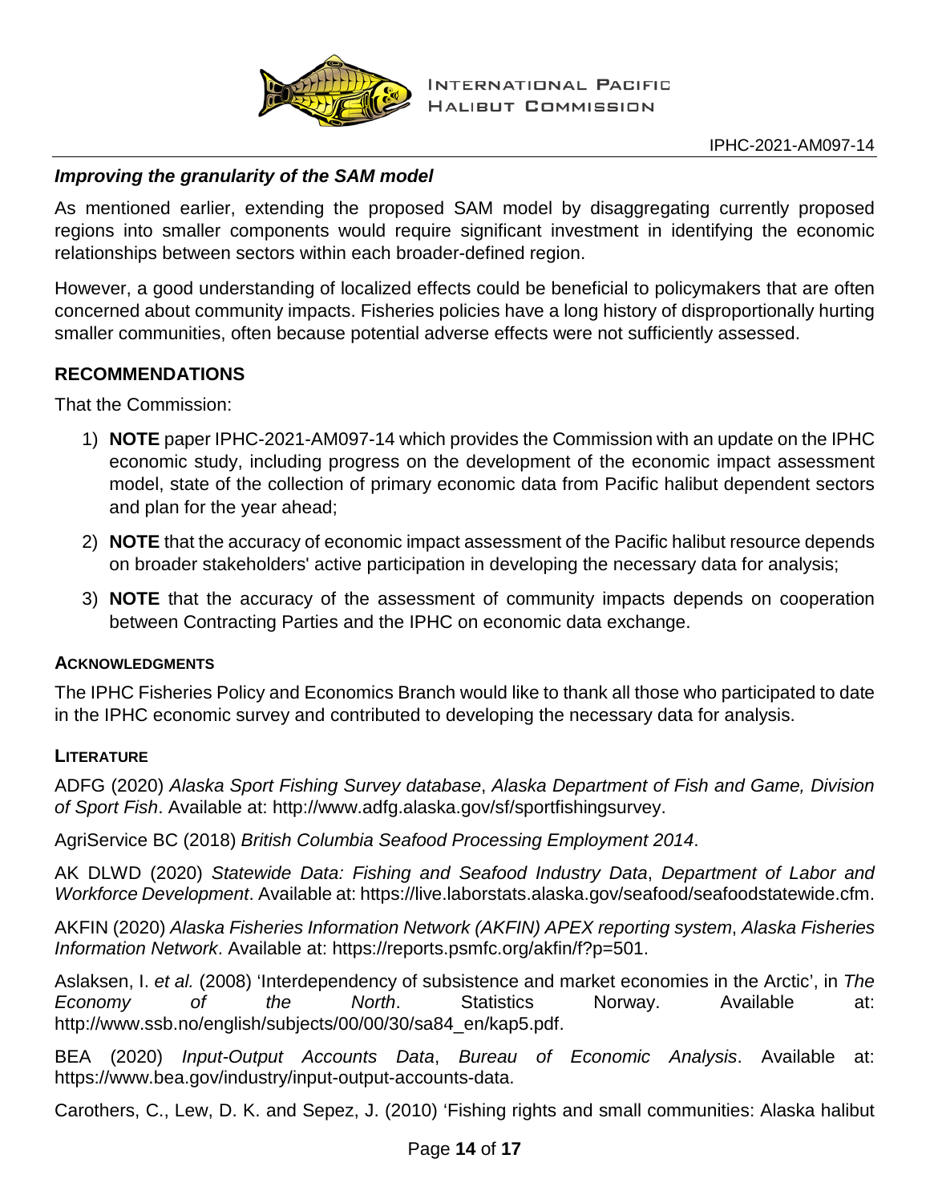### *Improving the granularity of the SAM model*

As mentioned earlier, extending the proposed SAM model by disaggregating currently proposed regions into smaller components would require significant investment in identifying the economic relationships between sectors within each broader-defined region.

However, a good understanding of localized effects could be beneficial to policymakers that are often concerned about community impacts. Fisheries policies have a long history of disproportionally hurting smaller communities, often because potential adverse effects were not sufficiently assessed.

## RECOMMENDATIONS

That the Commission:

1) **NOTE** paper IPHC-2021-AM097-14 which provides the Commission with an update on the IPHC economic study, including progress on the development of the economic impact assessment model, state of the collection of primary economic data from Pacific halibut dependent sectors and plan for the year ahead;
2) **NOTE** that the accuracy of economic impact assessment of the Pacific halibut resource depends on broader stakeholders' active participation in developing the necessary data for analysis;
3) **NOTE** that the accuracy of the assessment of community impacts depends on cooperation between Contracting Parties and the IPHC on economic data exchange.

### ACKNOWLEDGMENTS

The IPHC Fisheries Policy and Economics Branch would like to thank all those who participated to date in the IPHC economic survey and contributed to developing the necessary data for analysis.

### LITERATURE

ADFG (2020) *Alaska Sport Fishing Survey database*, *Alaska Department of Fish and Game, Division of Sport Fish*. Available at: http://www.adfg.alaska.gov/sf/sportfishingsurvey.

AgriService BC (2018) *British Columbia Seafood Processing Employment 2014*.

AK DLWD (2020) *Statewide Data: Fishing and Seafood Industry Data*, *Department of Labor and Workforce Development*. Available at: https://live.laborstats.alaska.gov/seafood/seafoodstatewide.cfm.

AKFIN (2020) *Alaska Fisheries Information Network (AKFIN) APEX reporting system*, *Alaska Fisheries Information Network*. Available at: https://reports.psmfc.org/akfin/f?p=501.

Aslaksen, I. *et al.* (2008) 'Interdependency of subsistence and market economies in the Arctic', in *The Economy of the North*. Statistics Norway. Available at: http://www.ssb.no/english/subjects/00/00/30/sa84_en/kap5.pdf.

BEA (2020) *Input-Output Accounts Data*, *Bureau of Economic Analysis*. Available at: https://www.bea.gov/industry/input-output-accounts-data.

Carothers, C., Lew, D. K. and Sepez, J. (2010) 'Fishing rights and small communities: Alaska halibut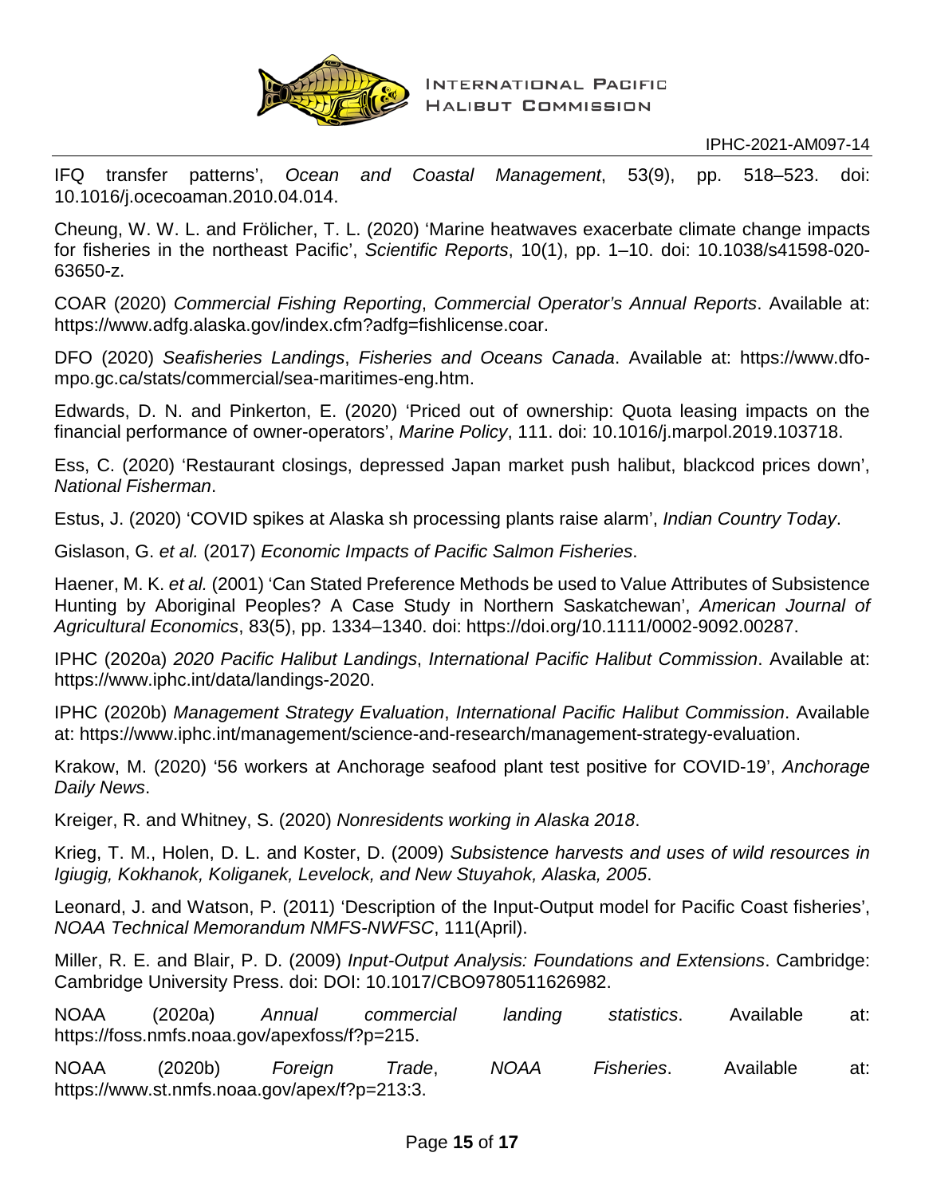IFQ transfer patterns', *Ocean and Coastal Management*, 53(9), pp. 518–523. doi: 10.1016/j.ocecoaman.2010.04.014.

Cheung, W. W. L. and Frölicher, T. L. (2020) 'Marine heatwaves exacerbate climate change impacts for fisheries in the northeast Pacific', *Scientific Reports*, 10(1), pp. 1–10. doi: 10.1038/s41598-020-63650-z.

COAR (2020) *Commercial Fishing Reporting*, *Commercial Operator's Annual Reports*. Available at: https://www.adfg.alaska.gov/index.cfm?adfg=fishlicense.coar.

DFO (2020) *Seafisheries Landings*, *Fisheries and Oceans Canada*. Available at: https://www.dfo-mpo.gc.ca/stats/commercial/sea-maritimes-eng.htm.

Edwards, D. N. and Pinkerton, E. (2020) 'Priced out of ownership: Quota leasing impacts on the financial performance of owner-operators', *Marine Policy*, 111. doi: 10.1016/j.marpol.2019.103718.

Ess, C. (2020) 'Restaurant closings, depressed Japan market push halibut, blackcod prices down', *National Fisherman*.

Estus, J. (2020) 'COVID spikes at Alaska sh processing plants raise alarm', *Indian Country Today*.

Gislason, G. *et al.* (2017) *Economic Impacts of Pacific Salmon Fisheries*.

Haener, M. K. *et al.* (2001) 'Can Stated Preference Methods be used to Value Attributes of Subsistence Hunting by Aboriginal Peoples? A Case Study in Northern Saskatchewan', *American Journal of Agricultural Economics*, 83(5), pp. 1334–1340. doi: https://doi.org/10.1111/0002-9092.00287.

IPHC (2020a) *2020 Pacific Halibut Landings*, *International Pacific Halibut Commission*. Available at: https://www.iphc.int/data/landings-2020.

IPHC (2020b) *Management Strategy Evaluation*, *International Pacific Halibut Commission*. Available at: https://www.iphc.int/management/science-and-research/management-strategy-evaluation.

Krakow, M. (2020) '56 workers at Anchorage seafood plant test positive for COVID-19', *Anchorage Daily News*.

Kreiger, R. and Whitney, S. (2020) *Nonresidents working in Alaska 2018*.

Krieg, T. M., Holen, D. L. and Koster, D. (2009) *Subsistence harvests and uses of wild resources in Igiugig, Kokhanok, Koliganek, Levelock, and New Stuyahok, Alaska, 2005*.

Leonard, J. and Watson, P. (2011) 'Description of the Input-Output model for Pacific Coast fisheries', *NOAA Technical Memorandum NMFS-NWFSC*, 111(April).

Miller, R. E. and Blair, P. D. (2009) *Input-Output Analysis: Foundations and Extensions*. Cambridge: Cambridge University Press. doi: DOI: 10.1017/CBO9780511626982.

NOAA (2020a) *Annual commercial landing statistics*. Available at: https://foss.nmfs.noaa.gov/apexfoss/f?p=215.

NOAA (2020b) *Foreign Trade*, *NOAA Fisheries*. Available at: https://www.st.nmfs.noaa.gov/apex/f?p=213:3.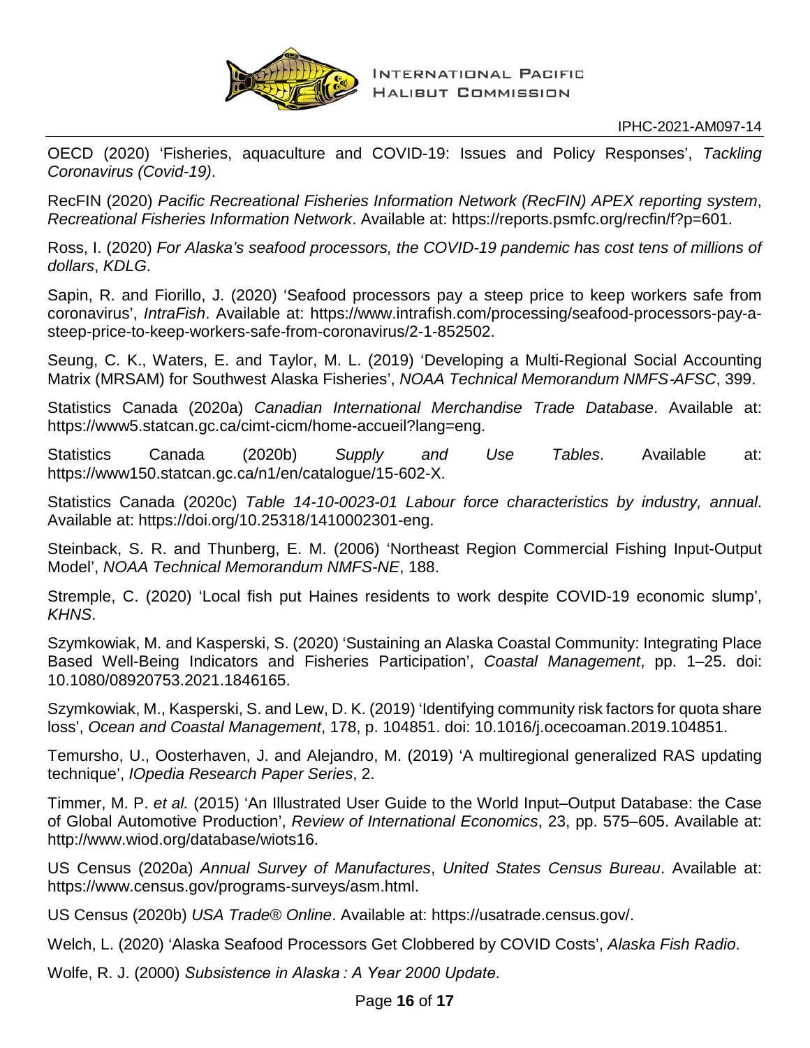OECD (2020) 'Fisheries, aquaculture and COVID-19: Issues and Policy Responses', *Tackling Coronavirus (Covid-19)*.

RecFIN (2020) *Pacific Recreational Fisheries Information Network (RecFIN) APEX reporting system*, *Recreational Fisheries Information Network*. Available at: https://reports.psmfc.org/recfin/f?p=601.

Ross, I. (2020) *For Alaska's seafood processors, the COVID-19 pandemic has cost tens of millions of dollars*, *KDLG*.

Sapin, R. and Fiorillo, J. (2020) 'Seafood processors pay a steep price to keep workers safe from coronavirus', *IntraFish*. Available at: https://www.intrafish.com/processing/seafood-processors-pay-a-steep-price-to-keep-workers-safe-from-coronavirus/2-1-852502.

Seung, C. K., Waters, E. and Taylor, M. L. (2019) 'Developing a Multi-Regional Social Accounting Matrix (MRSAM) for Southwest Alaska Fisheries', *NOAA Technical Memorandum NMFS-AFSC*, 399.

Statistics Canada (2020a) *Canadian International Merchandise Trade Database*. Available at: https://www5.statcan.gc.ca/cimt-cicm/home-accueil?lang=eng.

Statistics Canada (2020b) *Supply and Use Tables*. Available at: https://www150.statcan.gc.ca/n1/en/catalogue/15-602-X.

Statistics Canada (2020c) *Table 14-10-0023-01 Labour force characteristics by industry, annual*. Available at: https://doi.org/10.25318/1410002301-eng.

Steinback, S. R. and Thunberg, E. M. (2006) 'Northeast Region Commercial Fishing Input-Output Model', *NOAA Technical Memorandum NMFS-NE*, 188.

Stremple, C. (2020) 'Local fish put Haines residents to work despite COVID-19 economic slump', *KHNS*.

Szymkowiak, M. and Kasperski, S. (2020) 'Sustaining an Alaska Coastal Community: Integrating Place Based Well-Being Indicators and Fisheries Participation', *Coastal Management*, pp. 1–25. doi: 10.1080/08920753.2021.1846165.

Szymkowiak, M., Kasperski, S. and Lew, D. K. (2019) 'Identifying community risk factors for quota share loss', *Ocean and Coastal Management*, 178, p. 104851. doi: 10.1016/j.ocecoaman.2019.104851.

Temursho, U., Oosterhaven, J. and Alejandro, M. (2019) 'A multiregional generalized RAS updating technique', *IOpedia Research Paper Series*, 2.

Timmer, M. P. *et al.* (2015) 'An Illustrated User Guide to the World Input–Output Database: the Case of Global Automotive Production', *Review of International Economics*, 23, pp. 575–605. Available at: http://www.wiod.org/database/wiots16.

US Census (2020a) *Annual Survey of Manufactures*, *United States Census Bureau*. Available at: https://www.census.gov/programs-surveys/asm.html.

US Census (2020b) *USA Trade® Online*. Available at: https://usatrade.census.gov/.

Welch, L. (2020) 'Alaska Seafood Processors Get Clobbered by COVID Costs', *Alaska Fish Radio*.

Wolfe, R. J. (2000) *Subsistence in Alaska : A Year 2000 Update*.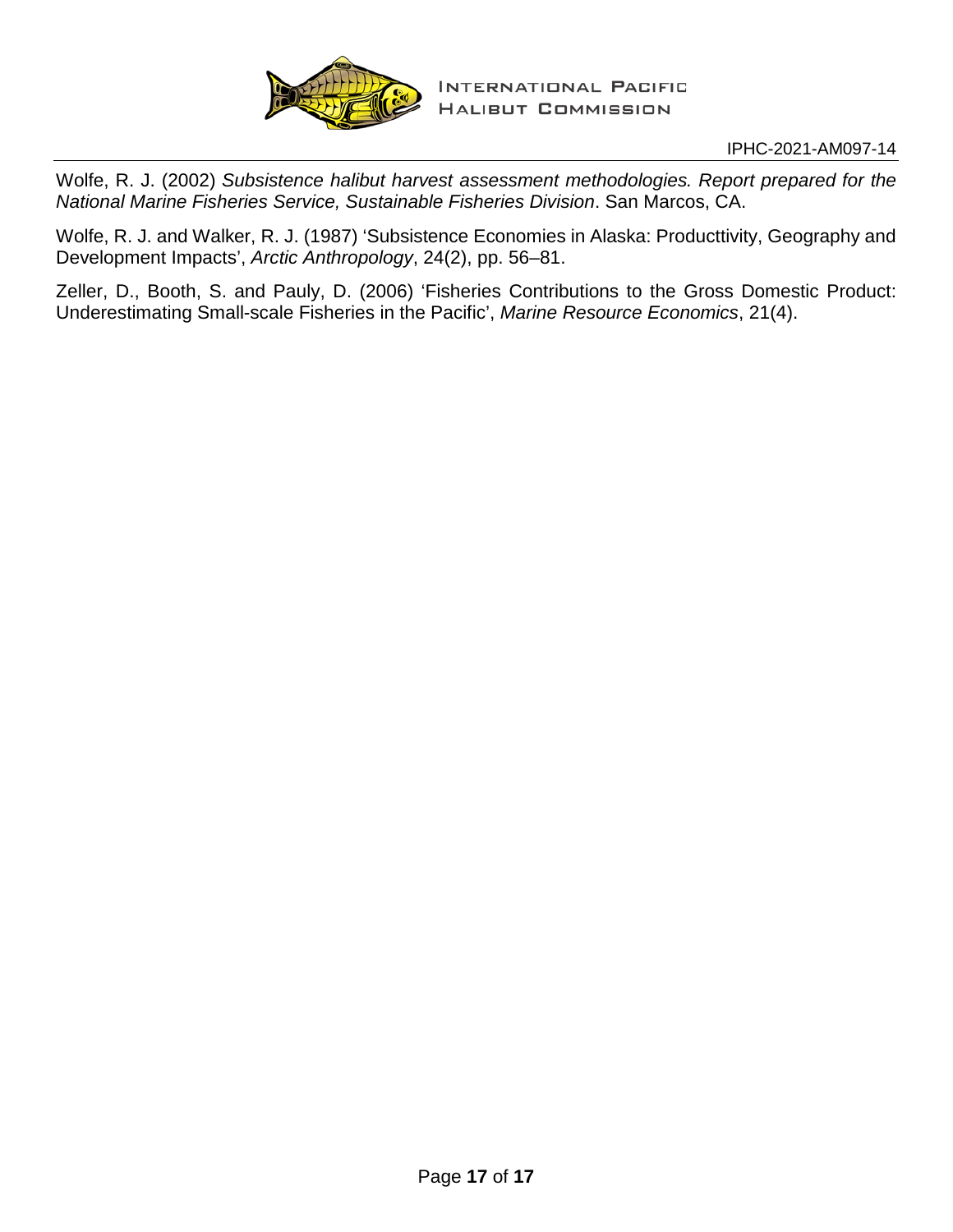Wolfe, R. J. (2002) *Subsistence halibut harvest assessment methodologies. Report prepared for the National Marine Fisheries Service, Sustainable Fisheries Division*. San Marcos, CA.

Wolfe, R. J. and Walker, R. J. (1987) 'Subsistence Economies in Alaska: Producttivity, Geography and Development Impacts', *Arctic Anthropology*, 24(2), pp. 56–81.

Zeller, D., Booth, S. and Pauly, D. (2006) 'Fisheries Contributions to the Gross Domestic Product: Underestimating Small-scale Fisheries in the Pacific', *Marine Resource Economics*, 21(4).